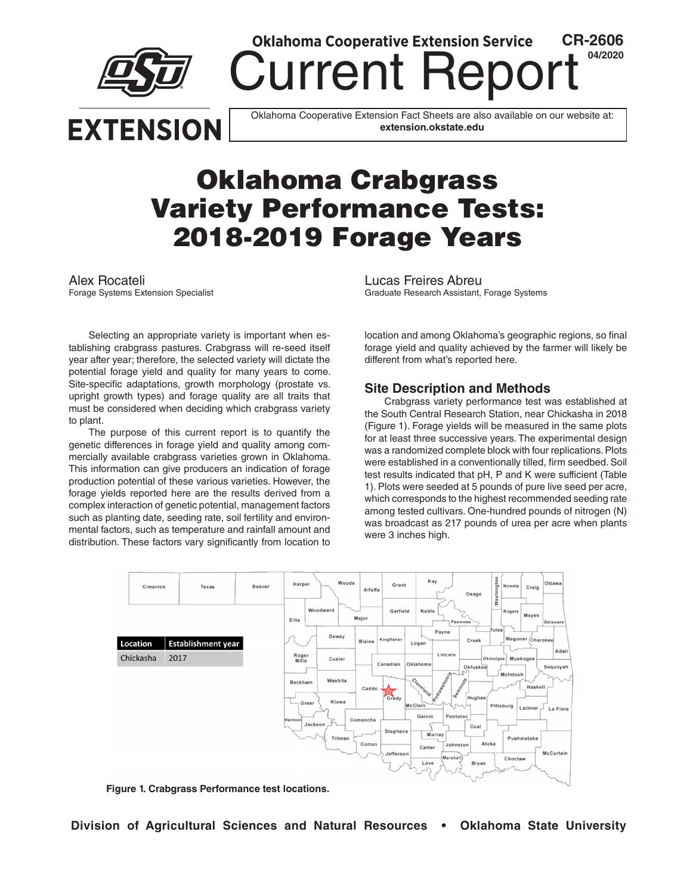Oklahoma Cooperative Extension Service

CR-2606
04/2020

# Current Report

Oklahoma Cooperative Extension Fact Sheets are also available on our website at: **extension.okstate.edu**

# Oklahoma Crabgrass Variety Performance Tests: 2018-2019 Forage Years

Alex Rocateli
Forage Systems Extension Specialist

Lucas Freires Abreu
Graduate Research Assistant, Forage Systems

Selecting an appropriate variety is important when establishing crabgrass pastures. Crabgrass will re-seed itself year after year; therefore, the selected variety will dictate the potential forage yield and quality for many years to come. Site-specific adaptations, growth morphology (prostate vs. upright growth types) and forage quality are all traits that must be considered when deciding which crabgrass variety to plant.

The purpose of this current report is to quantify the genetic differences in forage yield and quality among commercially available crabgrass varieties grown in Oklahoma. This information can give producers an indication of forage production potential of these various varieties. However, the forage yields reported here are the results derived from a complex interaction of genetic potential, management factors such as planting date, seeding rate, soil fertility and environmental factors, such as temperature and rainfall amount and distribution. These factors vary significantly from location to location and among Oklahoma's geographic regions, so final forage yield and quality achieved by the farmer will likely be different from what's reported here.

## Site Description and Methods

Crabgrass variety performance test was established at the South Central Research Station, near Chickasha in 2018 (Figure 1). Forage yields will be measured in the same plots for at least three successive years. The experimental design was a randomized complete block with four replications. Plots were established in a conventionally tilled, firm seedbed. Soil test results indicated that pH, P and K were sufficient (Table 1). Plots were seeded at 5 pounds of pure live seed per acre, which corresponds to the highest recommended seeding rate among tested cultivars. One-hundred pounds of nitrogen (N) was broadcast as 217 pounds of urea per acre when plants were 3 inches high.

| Location | Establishment year |
|---|---|
| Chickasha | 2017 |

**Figure 1. Crabgrass Performance test locations.**

**Division of Agricultural Sciences and Natural Resources • Oklahoma State University**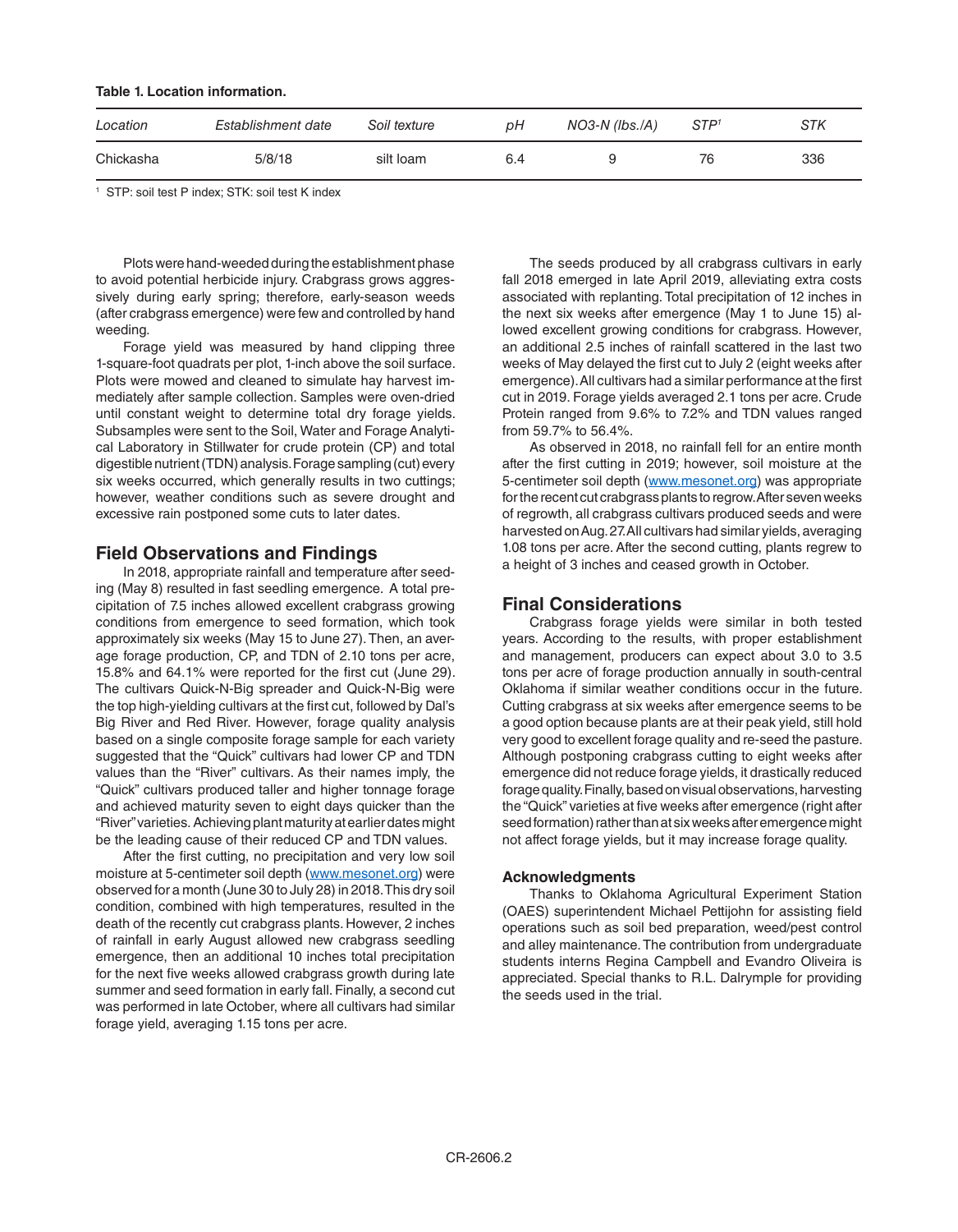**Table 1. Location information.**

| *Location* | *Establishment date* | *Soil texture* | *pH* | *NO3-N (lbs./A)* | *STP[1]* | *STK* |
|---|---|---|---|---|---|---|
| Chickasha | 5/8/18 | silt loam | 6.4 | 9 | 76 | 336 |

[1] STP: soil test P index; STK: soil test K index

Plots were hand-weeded during the establishment phase to avoid potential herbicide injury. Crabgrass grows aggressively during early spring; therefore, early-season weeds (after crabgrass emergence) were few and controlled by hand weeding.

Forage yield was measured by hand clipping three 1-square-foot quadrats per plot, 1-inch above the soil surface. Plots were mowed and cleaned to simulate hay harvest immediately after sample collection. Samples were oven-dried until constant weight to determine total dry forage yields. Subsamples were sent to the Soil, Water and Forage Analytical Laboratory in Stillwater for crude protein (CP) and total digestible nutrient (TDN) analysis. Forage sampling (cut) every six weeks occurred, which generally results in two cuttings; however, weather conditions such as severe drought and excessive rain postponed some cuts to later dates.

## Field Observations and Findings

In 2018, appropriate rainfall and temperature after seeding (May 8) resulted in fast seedling emergence. A total precipitation of 7.5 inches allowed excellent crabgrass growing conditions from emergence to seed formation, which took approximately six weeks (May 15 to June 27). Then, an average forage production, CP, and TDN of 2.10 tons per acre, 15.8% and 64.1% were reported for the first cut (June 29). The cultivars Quick-N-Big spreader and Quick-N-Big were the top high-yielding cultivars at the first cut, followed by Dal's Big River and Red River. However, forage quality analysis based on a single composite forage sample for each variety suggested that the "Quick" cultivars had lower CP and TDN values than the "River" cultivars. As their names imply, the "Quick" cultivars produced taller and higher tonnage forage and achieved maturity seven to eight days quicker than the "River" varieties. Achieving plant maturity at earlier dates might be the leading cause of their reduced CP and TDN values.

After the first cutting, no precipitation and very low soil moisture at 5-centimeter soil depth (www.mesonet.org) were observed for a month (June 30 to July 28) in 2018. This dry soil condition, combined with high temperatures, resulted in the death of the recently cut crabgrass plants. However, 2 inches of rainfall in early August allowed new crabgrass seedling emergence, then an additional 10 inches total precipitation for the next five weeks allowed crabgrass growth during late summer and seed formation in early fall. Finally, a second cut was performed in late October, where all cultivars had similar forage yield, averaging 1.15 tons per acre.

The seeds produced by all crabgrass cultivars in early fall 2018 emerged in late April 2019, alleviating extra costs associated with replanting. Total precipitation of 12 inches in the next six weeks after emergence (May 1 to June 15) allowed excellent growing conditions for crabgrass. However, an additional 2.5 inches of rainfall scattered in the last two weeks of May delayed the first cut to July 2 (eight weeks after emergence). All cultivars had a similar performance at the first cut in 2019. Forage yields averaged 2.1 tons per acre. Crude Protein ranged from 9.6% to 7.2% and TDN values ranged from 59.7% to 56.4%.

As observed in 2018, no rainfall fell for an entire month after the first cutting in 2019; however, soil moisture at the 5-centimeter soil depth (www.mesonet.org) was appropriate for the recent cut crabgrass plants to regrow. After seven weeks of regrowth, all crabgrass cultivars produced seeds and were harvested on Aug. 27. All cultivars had similar yields, averaging 1.08 tons per acre. After the second cutting, plants regrew to a height of 3 inches and ceased growth in October.

## Final Considerations

Crabgrass forage yields were similar in both tested years. According to the results, with proper establishment and management, producers can expect about 3.0 to 3.5 tons per acre of forage production annually in south-central Oklahoma if similar weather conditions occur in the future. Cutting crabgrass at six weeks after emergence seems to be a good option because plants are at their peak yield, still hold very good to excellent forage quality and re-seed the pasture. Although postponing crabgrass cutting to eight weeks after emergence did not reduce forage yields, it drastically reduced forage quality. Finally, based on visual observations, harvesting the "Quick" varieties at five weeks after emergence (right after seed formation) rather than at six weeks after emergence might not affect forage yields, but it may increase forage quality.

### Acknowledgments

Thanks to Oklahoma Agricultural Experiment Station (OAES) superintendent Michael Pettijohn for assisting field operations such as soil bed preparation, weed/pest control and alley maintenance. The contribution from undergraduate students interns Regina Campbell and Evandro Oliveira is appreciated. Special thanks to R.L. Dalrymple for providing the seeds used in the trial.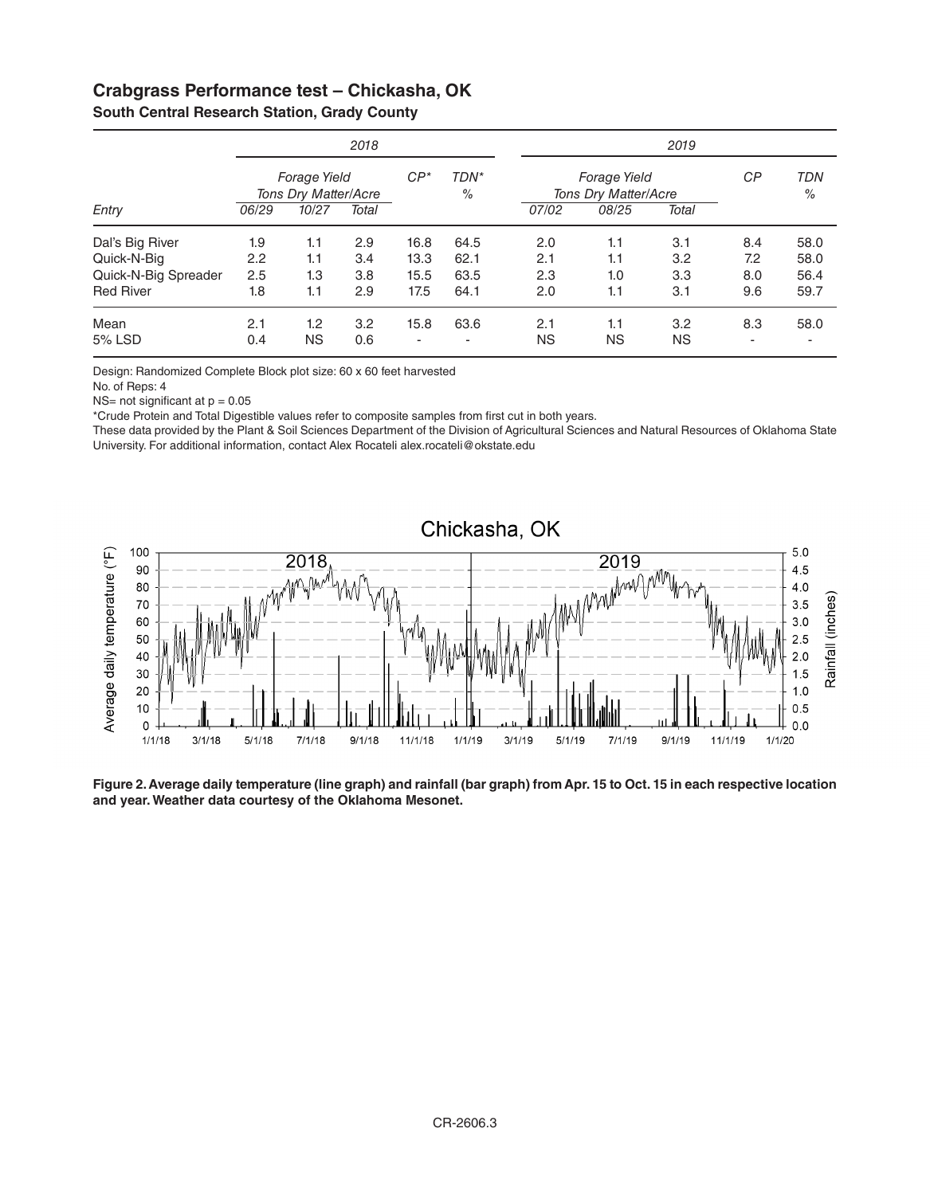## Crabgrass Performance test – Chickasha, OK

**South Central Research Station, Grady County**

| | 2018 | | | | | 2019 | | | | |
|---|---|---|---|---|---|---|---|---|---|---|
| | *Forage Yield Tons Dry Matter/Acre* | | | *CP** | *TDN* %* | *Forage Yield Tons Dry Matter/Acre* | | | *CP* | *TDN %* |
| *Entry* | *06/29* | *10/27* | *Total* | | | *07/02* | *08/25* | *Total* | | |
| Dal's Big River | 1.9 | 1.1 | 2.9 | 16.8 | 64.5 | 2.0 | 1.1 | 3.1 | 8.4 | 58.0 |
| Quick-N-Big | 2.2 | 1.1 | 3.4 | 13.3 | 62.1 | 2.1 | 1.1 | 3.2 | 7.2 | 58.0 |
| Quick-N-Big Spreader | 2.5 | 1.3 | 3.8 | 15.5 | 63.5 | 2.3 | 1.0 | 3.3 | 8.0 | 56.4 |
| Red River | 1.8 | 1.1 | 2.9 | 17.5 | 64.1 | 2.0 | 1.1 | 3.1 | 9.6 | 59.7 |
| Mean | 2.1 | 1.2 | 3.2 | 15.8 | 63.6 | 2.1 | 1.1 | 3.2 | 8.3 | 58.0 |
| 5% LSD | 0.4 | NS | 0.6 | - | - | NS | NS | NS | - | - |

Design: Randomized Complete Block plot size: 60 x 60 feet harvested

No. of Reps: 4

NS= not significant at $p = 0.05$

*Crude Protein and Total Digestible values refer to composite samples from first cut in both years.

These data provided by the Plant & Soil Sciences Department of the Division of Agricultural Sciences and Natural Resources of Oklahoma State University. For additional information, contact Alex Rocateli alex.rocateli@okstate.edu

**Figure 2. Average daily temperature (line graph) and rainfall (bar graph) from Apr. 15 to Oct. 15 in each respective location and year. Weather data courtesy of the Oklahoma Mesonet.**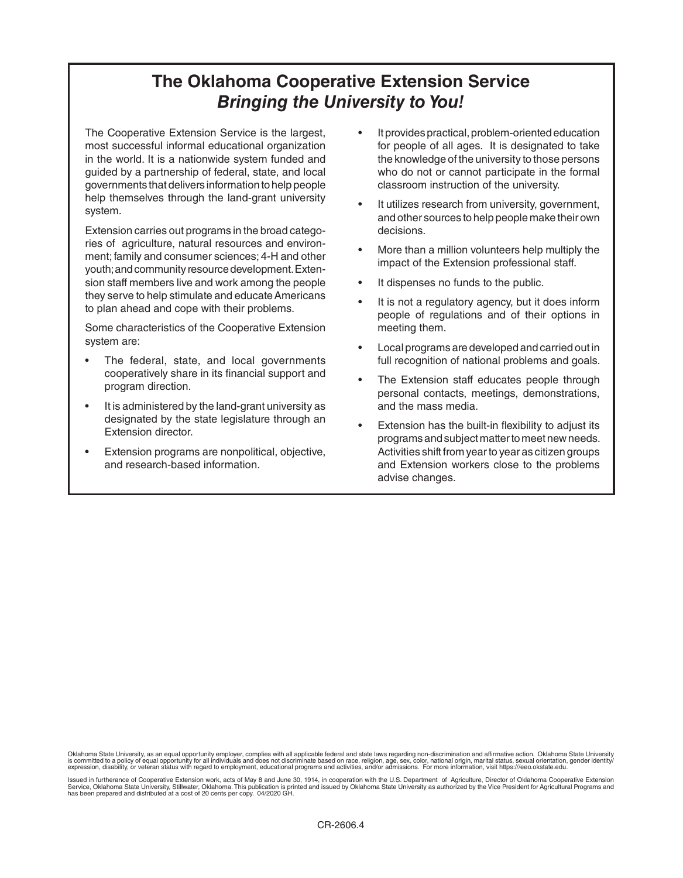# The Oklahoma Cooperative Extension Service
## *Bringing the University to You!*

The Cooperative Extension Service is the largest, most successful informal educational organization in the world. It is a nationwide system funded and guided by a partnership of federal, state, and local governments that delivers information to help people help themselves through the land-grant university system.

Extension carries out programs in the broad categories of agriculture, natural resources and environment; family and consumer sciences; 4-H and other youth; and community resource development. Extension staff members live and work among the people they serve to help stimulate and educate Americans to plan ahead and cope with their problems.

Some characteristics of the Cooperative Extension system are:

- The federal, state, and local governments cooperatively share in its financial support and program direction.
- It is administered by the land-grant university as designated by the state legislature through an Extension director.
- Extension programs are nonpolitical, objective, and research-based information.
- It provides practical, problem-oriented education for people of all ages. It is designated to take the knowledge of the university to those persons who do not or cannot participate in the formal classroom instruction of the university.
- It utilizes research from university, government, and other sources to help people make their own decisions.
- More than a million volunteers help multiply the impact of the Extension professional staff.
- It dispenses no funds to the public.
- It is not a regulatory agency, but it does inform people of regulations and of their options in meeting them.
- Local programs are developed and carried out in full recognition of national problems and goals.
- The Extension staff educates people through personal contacts, meetings, demonstrations, and the mass media.
- Extension has the built-in flexibility to adjust its programs and subject matter to meet new needs. Activities shift from year to year as citizen groups and Extension workers close to the problems advise changes.

Oklahoma State University, as an equal opportunity employer, complies with all applicable federal and state laws regarding non-discrimination and affirmative action. Oklahoma State University is committed to a policy of equal opportunity for all individuals and does not discriminate based on race, religion, age, sex, color, national origin, marital status, sexual orientation, gender identity/expression, disability, or veteran status with regard to employment, educational programs and activities, and/or admissions. For more information, visit https:///eeo.okstate.edu.

Issued in furtherance of Cooperative Extension work, acts of May 8 and June 30, 1914, in cooperation with the U.S. Department of Agriculture, Director of Oklahoma Cooperative Extension Service, Oklahoma State University, Stillwater, Oklahoma. This publication is printed and issued by Oklahoma State University as authorized by the Vice President for Agricultural Programs and has been prepared and distributed at a cost of 20 cents per copy. 04/2020 GH.

CR-2606.4